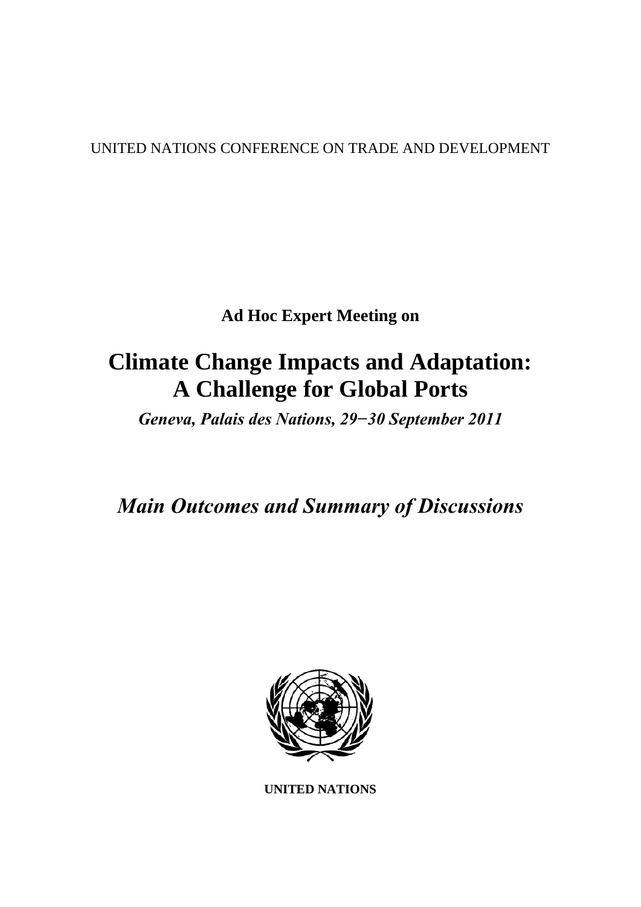UNITED NATIONS CONFERENCE ON TRADE AND DEVELOPMENT

**Ad Hoc Expert Meeting on**

# Climate Change Impacts and Adaptation: A Challenge for Global Ports

***Geneva, Palais des Nations, 29−30 September 2011***

## *Main Outcomes and Summary of Discussions*

**UNITED NATIONS**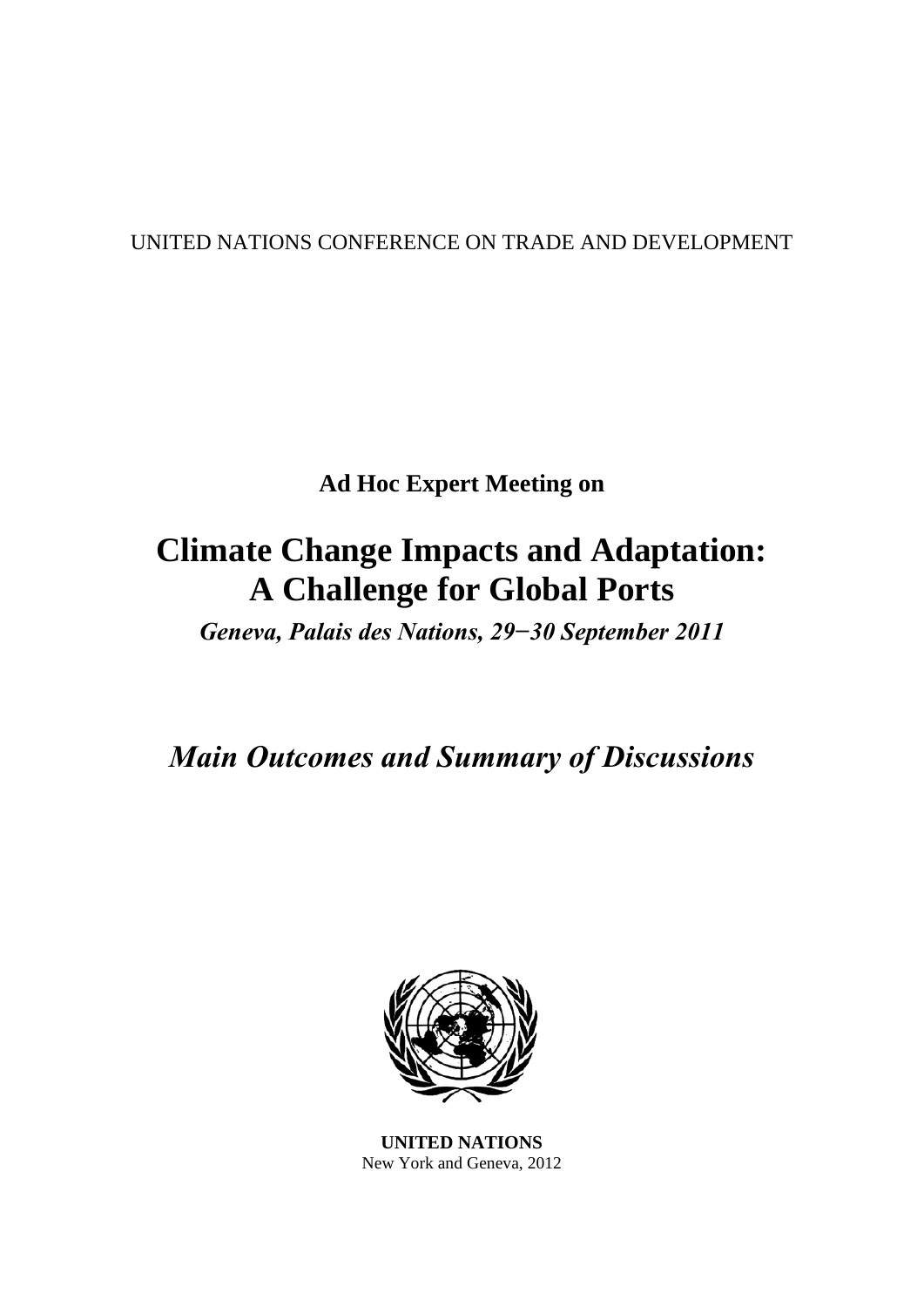UNITED NATIONS CONFERENCE ON TRADE AND DEVELOPMENT

**Ad Hoc Expert Meeting on**

# Climate Change Impacts and Adaptation: A Challenge for Global Ports

***Geneva, Palais des Nations, 29−30 September 2011***

## *Main Outcomes and Summary of Discussions*

**UNITED NATIONS**
New York and Geneva, 2012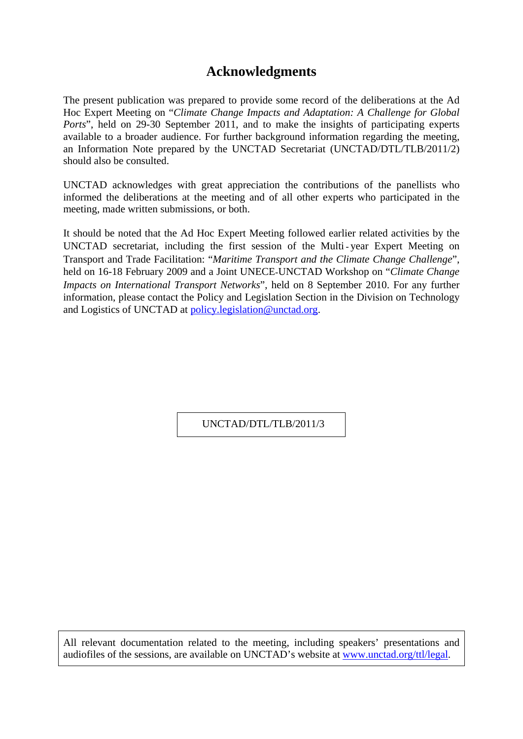# Acknowledgments

The present publication was prepared to provide some record of the deliberations at the Ad Hoc Expert Meeting on "*Climate Change Impacts and Adaptation: A Challenge for Global Ports*", held on 29-30 September 2011, and to make the insights of participating experts available to a broader audience. For further background information regarding the meeting, an Information Note prepared by the UNCTAD Secretariat (UNCTAD/DTL/TLB/2011/2) should also be consulted.

UNCTAD acknowledges with great appreciation the contributions of the panellists who informed the deliberations at the meeting and of all other experts who participated in the meeting, made written submissions, or both.

It should be noted that the Ad Hoc Expert Meeting followed earlier related activities by the UNCTAD secretariat, including the first session of the Multi-year Expert Meeting on Transport and Trade Facilitation: "*Maritime Transport and the Climate Change Challenge*", held on 16-18 February 2009 and a Joint UNECE-UNCTAD Workshop on "*Climate Change Impacts on International Transport Networks*", held on 8 September 2010. For any further information, please contact the Policy and Legislation Section in the Division on Technology and Logistics of UNCTAD at policy.legislation@unctad.org.

UNCTAD/DTL/TLB/2011/3

All relevant documentation related to the meeting, including speakers' presentations and audiofiles of the sessions, are available on UNCTAD's website at www.unctad.org/ttl/legal.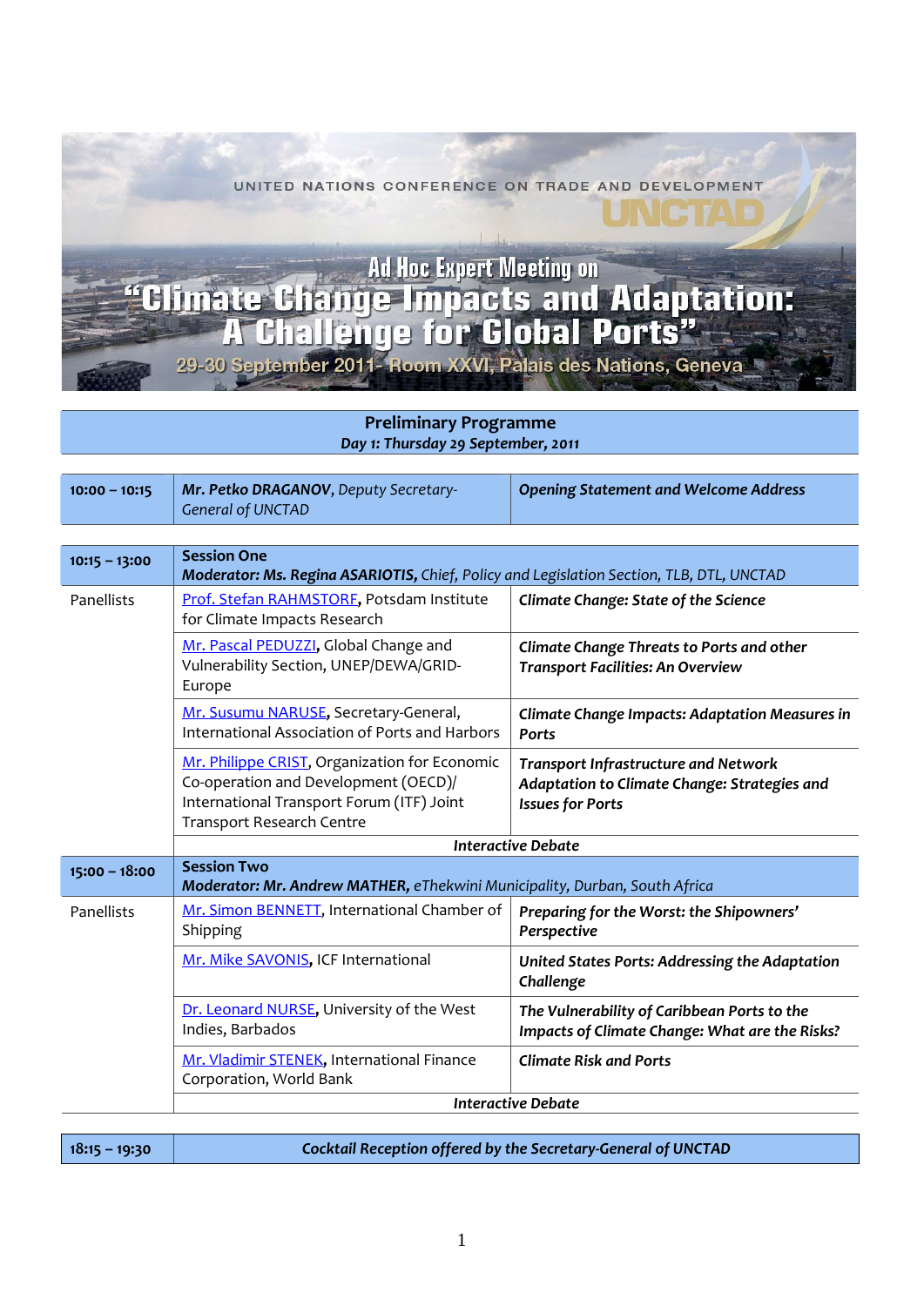UNITED NATIONS CONFERENCE ON TRADE AND DEVELOPMENT

UNCTAD

# Ad Hoc Expert Meeting on "Climate Change Impacts and Adaptation: A Challenge for Global Ports"

29-30 September 2011- Room XXVI, Palais des Nations, Geneva

## Preliminary Programme

***Day 1: Thursday 29 September, 2011***

| | | |
|---|---|---|
| **10:00 – 10:15** | ***Mr. Petko DRAGANOV**, Deputy Secretary-General of UNCTAD* | ***Opening Statement and Welcome Address*** |

| | | |
|---|---|---|
| **10:15 – 13:00** | **Session One**<br>***Moderator: Ms. Regina ASARIOTIS**, Chief, Policy and Legislation Section, TLB, DTL, UNCTAD* | |
| Panellists | Prof. Stefan RAHMSTORF**,** Potsdam Institute for Climate Impacts Research | ***Climate Change: State of the Science*** |
| | Mr. Pascal PEDUZZI**,** Global Change and Vulnerability Section, UNEP/DEWA/GRID-Europe | ***Climate Change Threats to Ports and other Transport Facilities: An Overview*** |
| | Mr. Susumu NARUSE, Secretary-General, International Association of Ports and Harbors | ***Climate Change Impacts: Adaptation Measures in Ports*** |
| | Mr. Philippe CRIST, Organization for Economic Co-operation and Development (OECD)/ International Transport Forum (ITF) Joint Transport Research Centre | ***Transport Infrastructure and Network Adaptation to Climate Change: Strategies and Issues for Ports*** |
| | ***Interactive Debate*** | |
| **15:00 – 18:00** | **Session Two**<br>***Moderator: Mr. Andrew MATHER**, eThekwini Municipality, Durban, South Africa* | |
| Panellists | Mr. Simon BENNETT, International Chamber of Shipping | ***Preparing for the Worst: the Shipowners' Perspective*** |
| | Mr. Mike SAVONIS, ICF International | ***United States Ports: Addressing the Adaptation Challenge*** |
| | Dr. Leonard NURSE, University of the West Indies, Barbados | ***The Vulnerability of Caribbean Ports to the Impacts of Climate Change: What are the Risks?*** |
| | Mr. Vladimir STENEK, International Finance Corporation, World Bank | ***Climate Risk and Ports*** |
| | ***Interactive Debate*** | |

| | |
|---|---|
| **18:15 – 19:30** | ***Cocktail Reception offered by the Secretary-General of UNCTAD*** |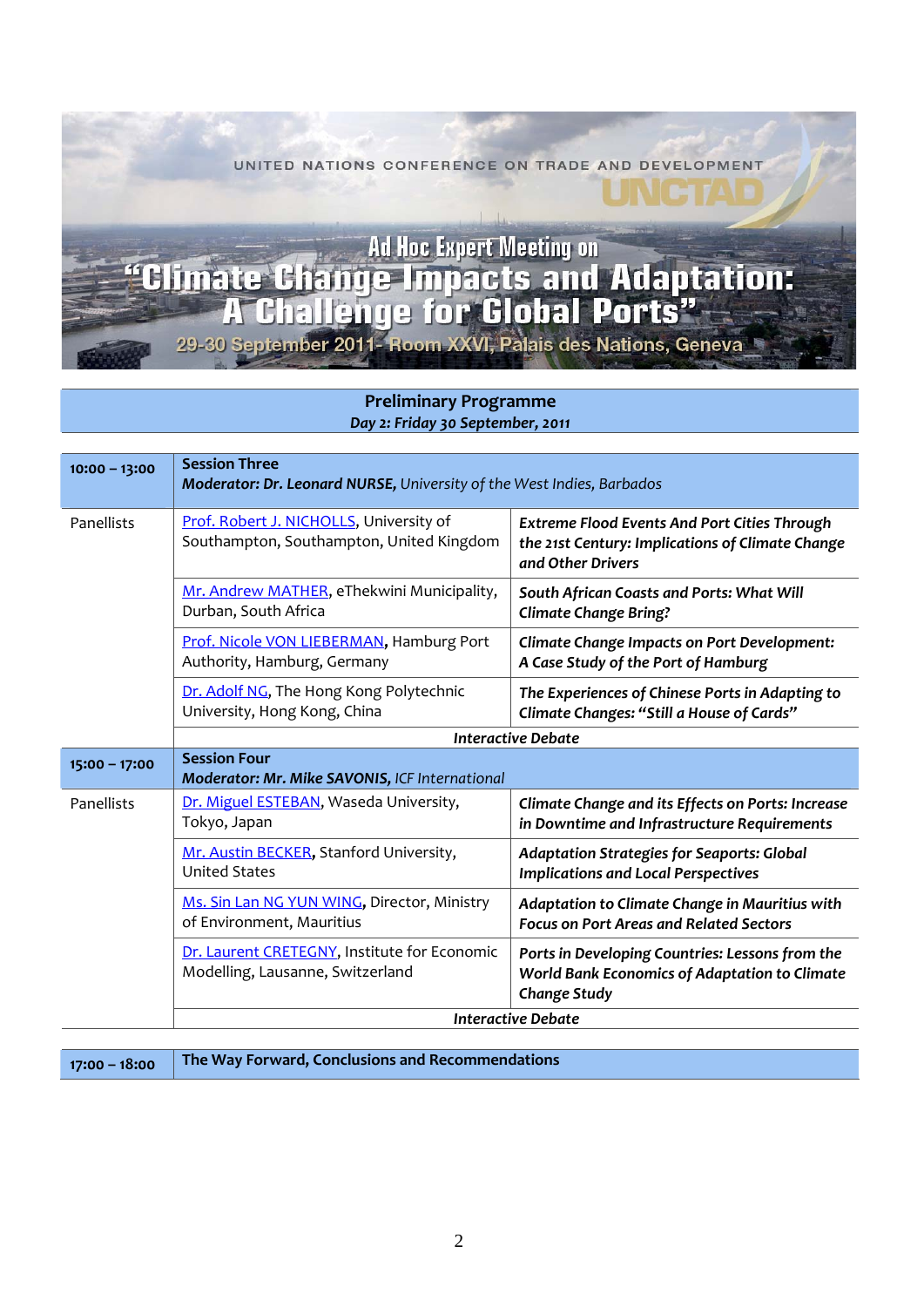UNITED NATIONS CONFERENCE ON TRADE AND DEVELOPMENT

UNCTAD

# Ad Hoc Expert Meeting on "Climate Change Impacts and Adaptation: A Challenge for Global Ports"

29-30 September 2011- Room XXVI, Palais des Nations, Geneva

## Preliminary Programme

***Day 2: Friday 30 September, 2011***

| | | |
|---|---|---|
| **10:00 – 13:00** | **Session Three**<br>***Moderator: Dr. Leonard NURSE,*** *University of the West Indies, Barbados* | |
| Panellists | Prof. Robert J. NICHOLLS, University of Southampton, Southampton, United Kingdom | ***Extreme Flood Events And Port Cities Through the 21st Century: Implications of Climate Change and Other Drivers*** |
| | Mr. Andrew MATHER, eThekwini Municipality, Durban, South Africa | ***South African Coasts and Ports: What Will Climate Change Bring?*** |
| | Prof. Nicole VON LIEBERMAN, Hamburg Port Authority, Hamburg, Germany | ***Climate Change Impacts on Port Development: A Case Study of the Port of Hamburg*** |
| | Dr. Adolf NG, The Hong Kong Polytechnic University, Hong Kong, China | ***The Experiences of Chinese Ports in Adapting to Climate Changes: "Still a House of Cards"*** |
| | ***Interactive Debate*** | |
| **15:00 – 17:00** | **Session Four**<br>***Moderator: Mr. Mike SAVONIS,*** *ICF International* | |
| Panellists | Dr. Miguel ESTEBAN, Waseda University, Tokyo, Japan | ***Climate Change and its Effects on Ports: Increase in Downtime and Infrastructure Requirements*** |
| | Mr. Austin BECKER, Stanford University, United States | ***Adaptation Strategies for Seaports: Global Implications and Local Perspectives*** |
| | Ms. Sin Lan NG YUN WING, Director, Ministry of Environment, Mauritius | ***Adaptation to Climate Change in Mauritius with Focus on Port Areas and Related Sectors*** |
| | Dr. Laurent CRETEGNY, Institute for Economic Modelling, Lausanne, Switzerland | ***Ports in Developing Countries: Lessons from the World Bank Economics of Adaptation to Climate Change Study*** |
| | ***Interactive Debate*** | |

| | |
|---|---|
| **17:00 – 18:00** | **The Way Forward, Conclusions and Recommendations** |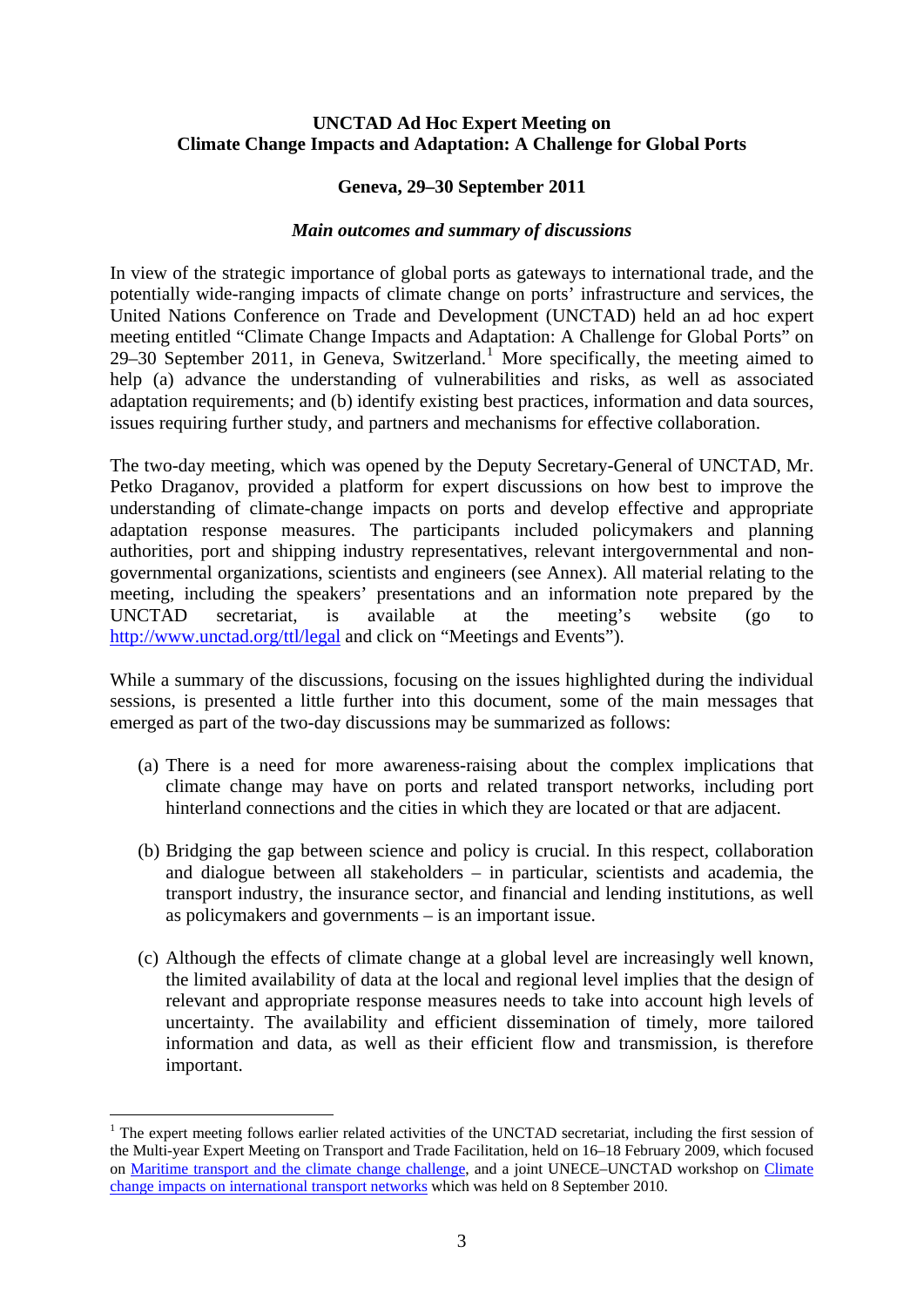**UNCTAD Ad Hoc Expert Meeting on**
**Climate Change Impacts and Adaptation: A Challenge for Global Ports**

**Geneva, 29–30 September 2011**

***Main outcomes and summary of discussions***

In view of the strategic importance of global ports as gateways to international trade, and the potentially wide-ranging impacts of climate change on ports' infrastructure and services, the United Nations Conference on Trade and Development (UNCTAD) held an ad hoc expert meeting entitled "Climate Change Impacts and Adaptation: A Challenge for Global Ports" on 29–30 September 2011, in Geneva, Switzerland.[1] More specifically, the meeting aimed to help (a) advance the understanding of vulnerabilities and risks, as well as associated adaptation requirements; and (b) identify existing best practices, information and data sources, issues requiring further study, and partners and mechanisms for effective collaboration.

The two-day meeting, which was opened by the Deputy Secretary-General of UNCTAD, Mr. Petko Draganov, provided a platform for expert discussions on how best to improve the understanding of climate-change impacts on ports and develop effective and appropriate adaptation response measures. The participants included policymakers and planning authorities, port and shipping industry representatives, relevant intergovernmental and non-governmental organizations, scientists and engineers (see Annex). All material relating to the meeting, including the speakers' presentations and an information note prepared by the UNCTAD secretariat, is available at the meeting's website (go to http://www.unctad.org/ttl/legal and click on "Meetings and Events").

While a summary of the discussions, focusing on the issues highlighted during the individual sessions, is presented a little further into this document, some of the main messages that emerged as part of the two-day discussions may be summarized as follows:

(a) There is a need for more awareness-raising about the complex implications that climate change may have on ports and related transport networks, including port hinterland connections and the cities in which they are located or that are adjacent.

(b) Bridging the gap between science and policy is crucial. In this respect, collaboration and dialogue between all stakeholders – in particular, scientists and academia, the transport industry, the insurance sector, and financial and lending institutions, as well as policymakers and governments – is an important issue.

(c) Although the effects of climate change at a global level are increasingly well known, the limited availability of data at the local and regional level implies that the design of relevant and appropriate response measures needs to take into account high levels of uncertainty. The availability and efficient dissemination of timely, more tailored information and data, as well as their efficient flow and transmission, is therefore important.

---

[1] The expert meeting follows earlier related activities of the UNCTAD secretariat, including the first session of the Multi-year Expert Meeting on Transport and Trade Facilitation, held on 16–18 February 2009, which focused on Maritime transport and the climate change challenge, and a joint UNECE–UNCTAD workshop on Climate change impacts on international transport networks which was held on 8 September 2010.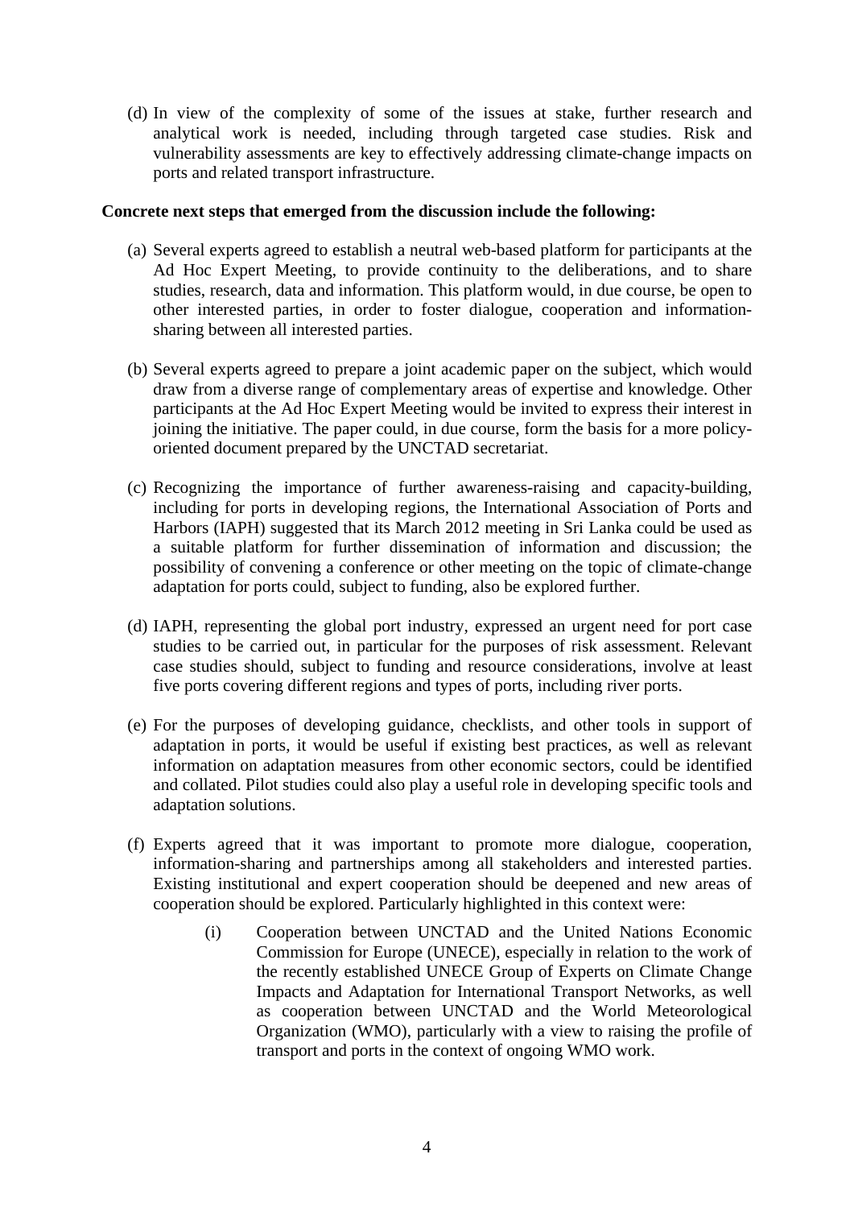(d) In view of the complexity of some of the issues at stake, further research and analytical work is needed, including through targeted case studies. Risk and vulnerability assessments are key to effectively addressing climate-change impacts on ports and related transport infrastructure.

**Concrete next steps that emerged from the discussion include the following:**

(a) Several experts agreed to establish a neutral web-based platform for participants at the Ad Hoc Expert Meeting, to provide continuity to the deliberations, and to share studies, research, data and information. This platform would, in due course, be open to other interested parties, in order to foster dialogue, cooperation and information-sharing between all interested parties.

(b) Several experts agreed to prepare a joint academic paper on the subject, which would draw from a diverse range of complementary areas of expertise and knowledge. Other participants at the Ad Hoc Expert Meeting would be invited to express their interest in joining the initiative. The paper could, in due course, form the basis for a more policy-oriented document prepared by the UNCTAD secretariat.

(c) Recognizing the importance of further awareness-raising and capacity-building, including for ports in developing regions, the International Association of Ports and Harbors (IAPH) suggested that its March 2012 meeting in Sri Lanka could be used as a suitable platform for further dissemination of information and discussion; the possibility of convening a conference or other meeting on the topic of climate-change adaptation for ports could, subject to funding, also be explored further.

(d) IAPH, representing the global port industry, expressed an urgent need for port case studies to be carried out, in particular for the purposes of risk assessment. Relevant case studies should, subject to funding and resource considerations, involve at least five ports covering different regions and types of ports, including river ports.

(e) For the purposes of developing guidance, checklists, and other tools in support of adaptation in ports, it would be useful if existing best practices, as well as relevant information on adaptation measures from other economic sectors, could be identified and collated. Pilot studies could also play a useful role in developing specific tools and adaptation solutions.

(f) Experts agreed that it was important to promote more dialogue, cooperation, information-sharing and partnerships among all stakeholders and interested parties. Existing institutional and expert cooperation should be deepened and new areas of cooperation should be explored. Particularly highlighted in this context were:

   (i) Cooperation between UNCTAD and the United Nations Economic Commission for Europe (UNECE), especially in relation to the work of the recently established UNECE Group of Experts on Climate Change Impacts and Adaptation for International Transport Networks, as well as cooperation between UNCTAD and the World Meteorological Organization (WMO), particularly with a view to raising the profile of transport and ports in the context of ongoing WMO work.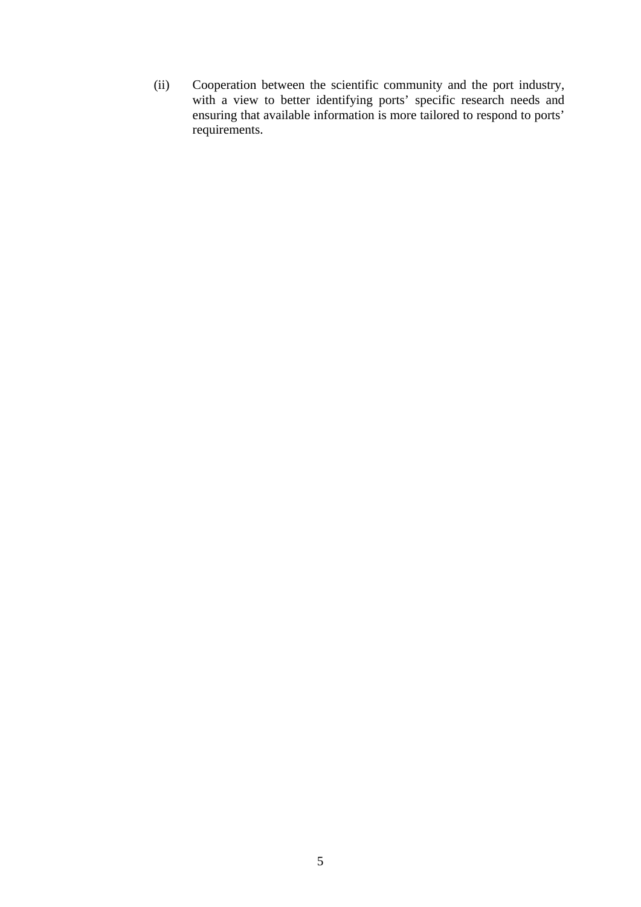(ii) Cooperation between the scientific community and the port industry, with a view to better identifying ports' specific research needs and ensuring that available information is more tailored to respond to ports' requirements.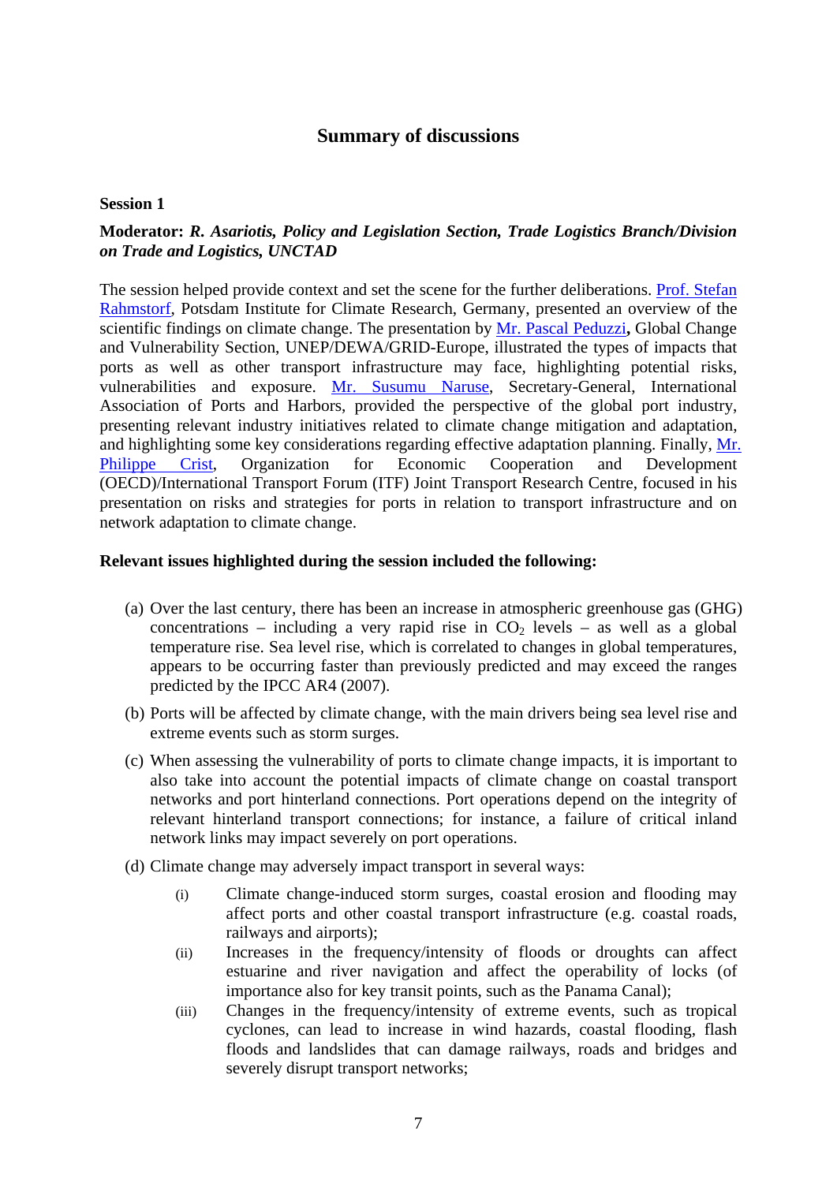## Summary of discussions

### Session 1

**Moderator:** ***R. Asariotis, Policy and Legislation Section, Trade Logistics Branch/Division on Trade and Logistics, UNCTAD***

The session helped provide context and set the scene for the further deliberations. Prof. Stefan Rahmstorf, Potsdam Institute for Climate Research, Germany, presented an overview of the scientific findings on climate change. The presentation by Mr. Pascal Peduzzi**,** Global Change and Vulnerability Section, UNEP/DEWA/GRID-Europe, illustrated the types of impacts that ports as well as other transport infrastructure may face, highlighting potential risks, vulnerabilities and exposure. Mr. Susumu Naruse, Secretary-General, International Association of Ports and Harbors, provided the perspective of the global port industry, presenting relevant industry initiatives related to climate change mitigation and adaptation, and highlighting some key considerations regarding effective adaptation planning. Finally, Mr. Philippe Crist, Organization for Economic Cooperation and Development (OECD)/International Transport Forum (ITF) Joint Transport Research Centre, focused in his presentation on risks and strategies for ports in relation to transport infrastructure and on network adaptation to climate change.

**Relevant issues highlighted during the session included the following:**

(a) Over the last century, there has been an increase in atmospheric greenhouse gas (GHG) concentrations – including a very rapid rise in $CO_2$ levels – as well as a global temperature rise. Sea level rise, which is correlated to changes in global temperatures, appears to be occurring faster than previously predicted and may exceed the ranges predicted by the IPCC AR4 (2007).

(b) Ports will be affected by climate change, with the main drivers being sea level rise and extreme events such as storm surges.

(c) When assessing the vulnerability of ports to climate change impacts, it is important to also take into account the potential impacts of climate change on coastal transport networks and port hinterland connections. Port operations depend on the integrity of relevant hinterland transport connections; for instance, a failure of critical inland network links may impact severely on port operations.

(d) Climate change may adversely impact transport in several ways:

- (i) Climate change-induced storm surges, coastal erosion and flooding may affect ports and other coastal transport infrastructure (e.g. coastal roads, railways and airports);
- (ii) Increases in the frequency/intensity of floods or droughts can affect estuarine and river navigation and affect the operability of locks (of importance also for key transit points, such as the Panama Canal);
- (iii) Changes in the frequency/intensity of extreme events, such as tropical cyclones, can lead to increase in wind hazards, coastal flooding, flash floods and landslides that can damage railways, roads and bridges and severely disrupt transport networks;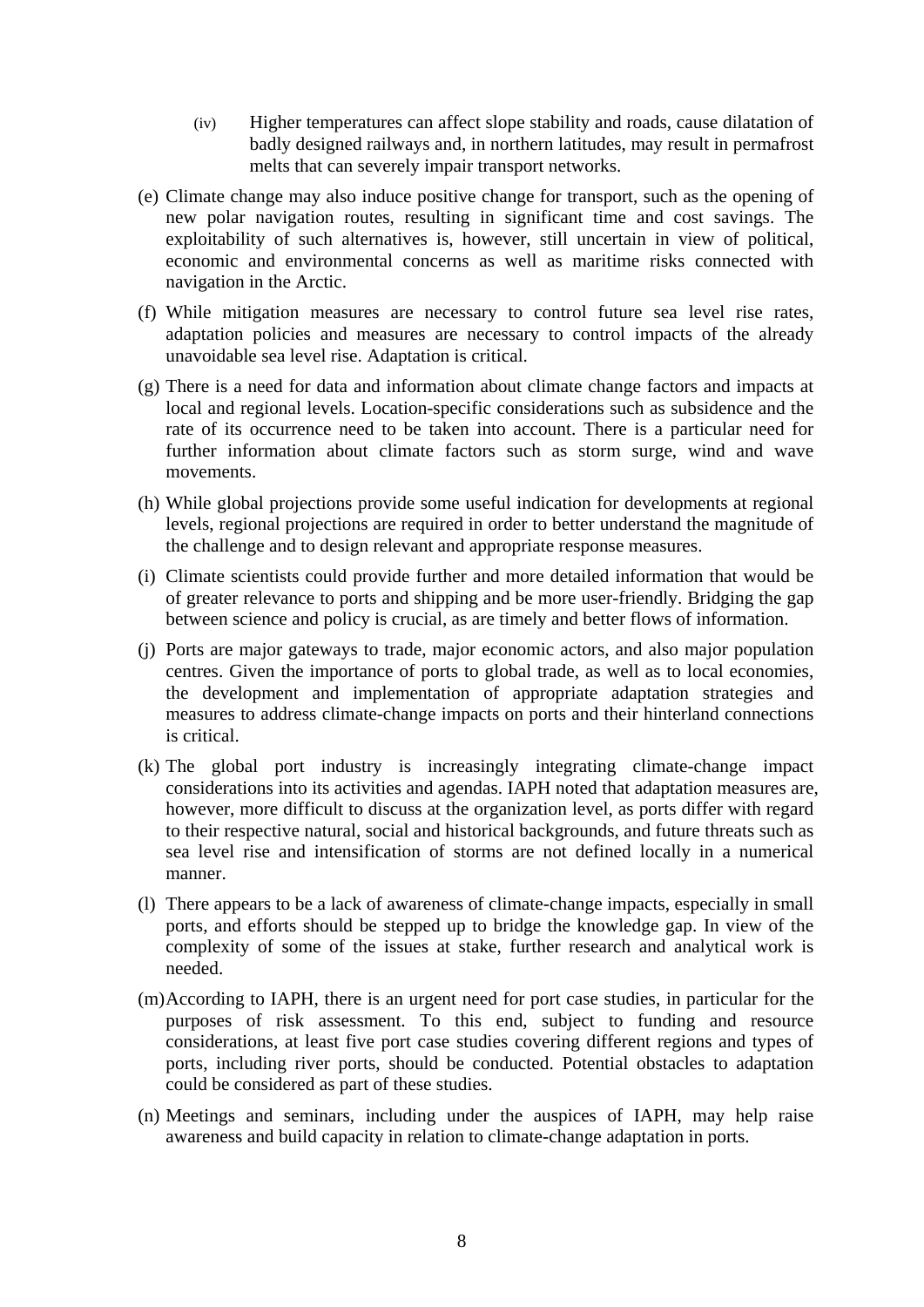(iv) Higher temperatures can affect slope stability and roads, cause dilatation of badly designed railways and, in northern latitudes, may result in permafrost melts that can severely impair transport networks.

(e) Climate change may also induce positive change for transport, such as the opening of new polar navigation routes, resulting in significant time and cost savings. The exploitability of such alternatives is, however, still uncertain in view of political, economic and environmental concerns as well as maritime risks connected with navigation in the Arctic.

(f) While mitigation measures are necessary to control future sea level rise rates, adaptation policies and measures are necessary to control impacts of the already unavoidable sea level rise. Adaptation is critical.

(g) There is a need for data and information about climate change factors and impacts at local and regional levels. Location-specific considerations such as subsidence and the rate of its occurrence need to be taken into account. There is a particular need for further information about climate factors such as storm surge, wind and wave movements.

(h) While global projections provide some useful indication for developments at regional levels, regional projections are required in order to better understand the magnitude of the challenge and to design relevant and appropriate response measures.

(i) Climate scientists could provide further and more detailed information that would be of greater relevance to ports and shipping and be more user-friendly. Bridging the gap between science and policy is crucial, as are timely and better flows of information.

(j) Ports are major gateways to trade, major economic actors, and also major population centres. Given the importance of ports to global trade, as well as to local economies, the development and implementation of appropriate adaptation strategies and measures to address climate-change impacts on ports and their hinterland connections is critical.

(k) The global port industry is increasingly integrating climate-change impact considerations into its activities and agendas. IAPH noted that adaptation measures are, however, more difficult to discuss at the organization level, as ports differ with regard to their respective natural, social and historical backgrounds, and future threats such as sea level rise and intensification of storms are not defined locally in a numerical manner.

(l) There appears to be a lack of awareness of climate-change impacts, especially in small ports, and efforts should be stepped up to bridge the knowledge gap. In view of the complexity of some of the issues at stake, further research and analytical work is needed.

(m) According to IAPH, there is an urgent need for port case studies, in particular for the purposes of risk assessment. To this end, subject to funding and resource considerations, at least five port case studies covering different regions and types of ports, including river ports, should be conducted. Potential obstacles to adaptation could be considered as part of these studies.

(n) Meetings and seminars, including under the auspices of IAPH, may help raise awareness and build capacity in relation to climate-change adaptation in ports.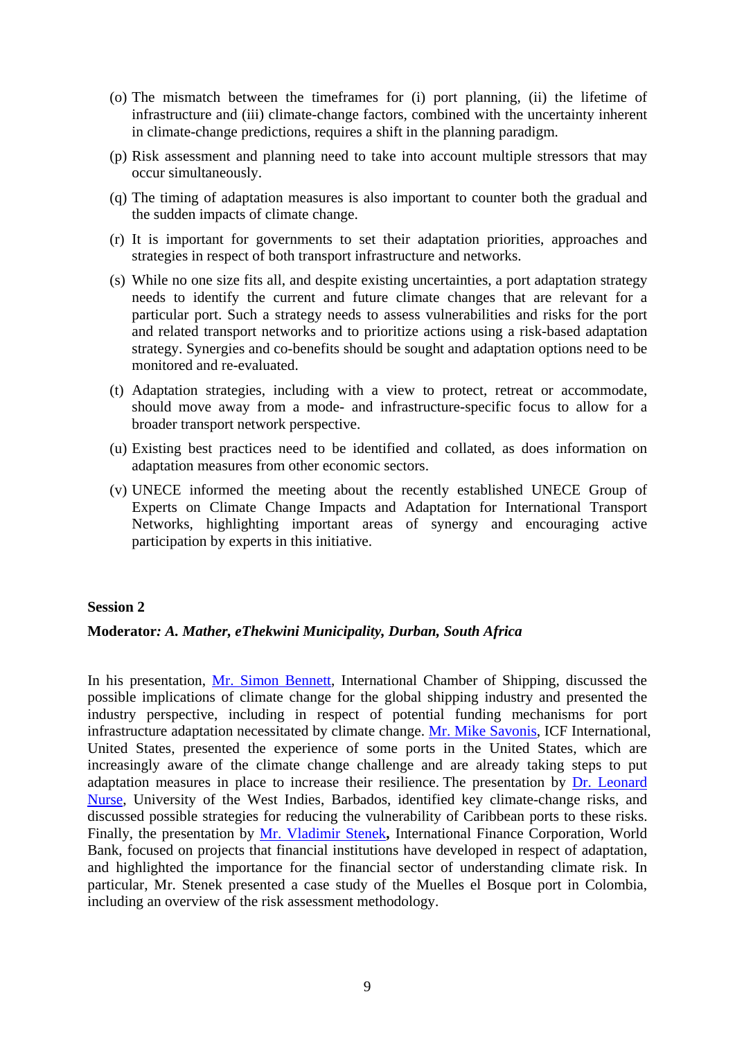(o) The mismatch between the timeframes for (i) port planning, (ii) the lifetime of infrastructure and (iii) climate-change factors, combined with the uncertainty inherent in climate-change predictions, requires a shift in the planning paradigm.

(p) Risk assessment and planning need to take into account multiple stressors that may occur simultaneously.

(q) The timing of adaptation measures is also important to counter both the gradual and the sudden impacts of climate change.

(r) It is important for governments to set their adaptation priorities, approaches and strategies in respect of both transport infrastructure and networks.

(s) While no one size fits all, and despite existing uncertainties, a port adaptation strategy needs to identify the current and future climate changes that are relevant for a particular port. Such a strategy needs to assess vulnerabilities and risks for the port and related transport networks and to prioritize actions using a risk-based adaptation strategy. Synergies and co-benefits should be sought and adaptation options need to be monitored and re-evaluated.

(t) Adaptation strategies, including with a view to protect, retreat or accommodate, should move away from a mode- and infrastructure-specific focus to allow for a broader transport network perspective.

(u) Existing best practices need to be identified and collated, as does information on adaptation measures from other economic sectors.

(v) UNECE informed the meeting about the recently established UNECE Group of Experts on Climate Change Impacts and Adaptation for International Transport Networks, highlighting important areas of synergy and encouraging active participation by experts in this initiative.

**Session 2**

**Moderator*: A. Mather, eThekwini Municipality, Durban, South Africa***

In his presentation, Mr. Simon Bennett, International Chamber of Shipping, discussed the possible implications of climate change for the global shipping industry and presented the industry perspective, including in respect of potential funding mechanisms for port infrastructure adaptation necessitated by climate change. Mr. Mike Savonis, ICF International, United States, presented the experience of some ports in the United States, which are increasingly aware of the climate change challenge and are already taking steps to put adaptation measures in place to increase their resilience. The presentation by Dr. Leonard Nurse, University of the West Indies, Barbados, identified key climate-change risks, and discussed possible strategies for reducing the vulnerability of Caribbean ports to these risks. Finally, the presentation by Mr. Vladimir Stenek**,** International Finance Corporation, World Bank, focused on projects that financial institutions have developed in respect of adaptation, and highlighted the importance for the financial sector of understanding climate risk. In particular, Mr. Stenek presented a case study of the Muelles el Bosque port in Colombia, including an overview of the risk assessment methodology.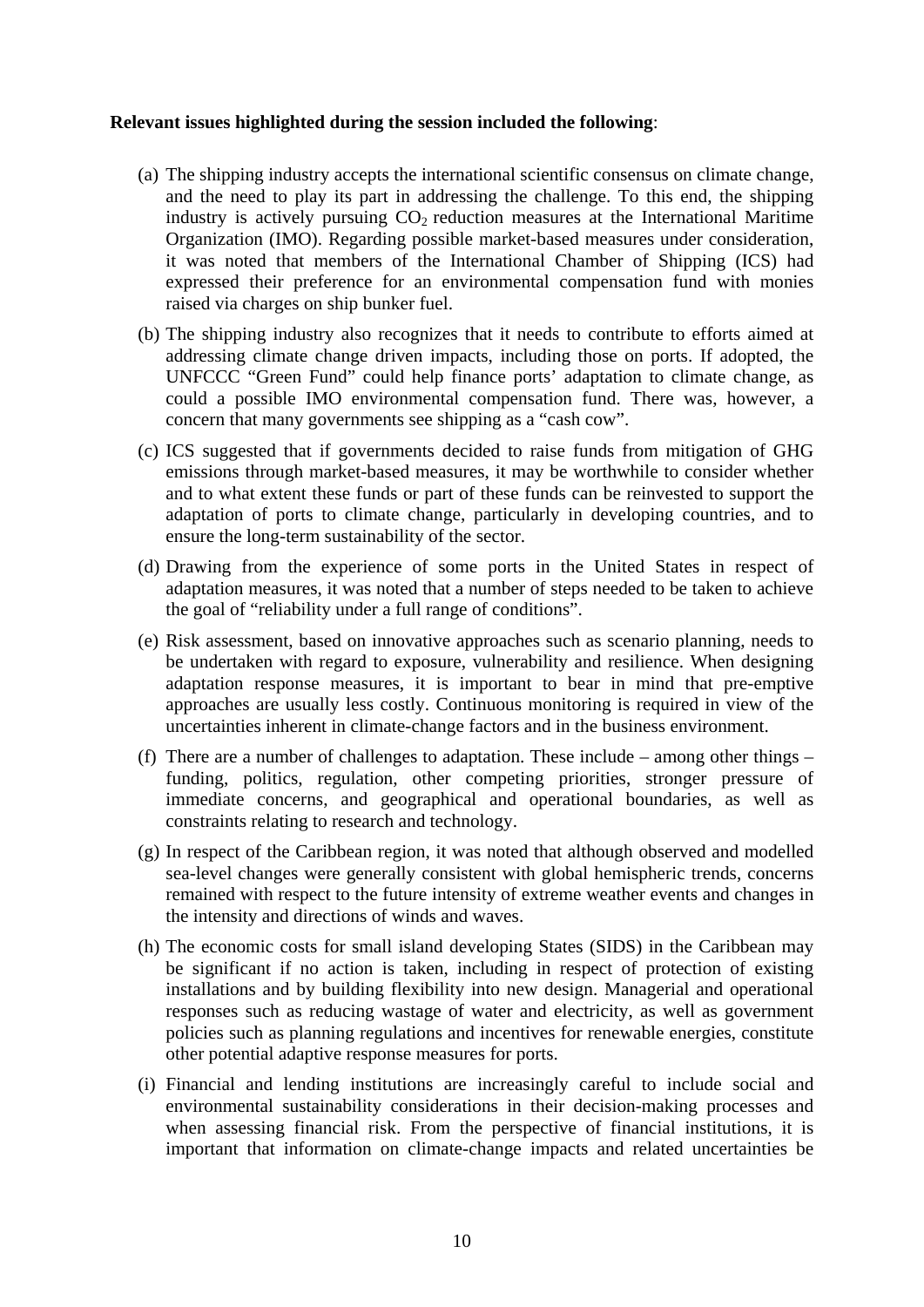**Relevant issues highlighted during the session included the following**:

(a) The shipping industry accepts the international scientific consensus on climate change, and the need to play its part in addressing the challenge. To this end, the shipping industry is actively pursuing $CO_2$ reduction measures at the International Maritime Organization (IMO). Regarding possible market-based measures under consideration, it was noted that members of the International Chamber of Shipping (ICS) had expressed their preference for an environmental compensation fund with monies raised via charges on ship bunker fuel.

(b) The shipping industry also recognizes that it needs to contribute to efforts aimed at addressing climate change driven impacts, including those on ports. If adopted, the UNFCCC "Green Fund" could help finance ports' adaptation to climate change, as could a possible IMO environmental compensation fund. There was, however, a concern that many governments see shipping as a "cash cow".

(c) ICS suggested that if governments decided to raise funds from mitigation of GHG emissions through market-based measures, it may be worthwhile to consider whether and to what extent these funds or part of these funds can be reinvested to support the adaptation of ports to climate change, particularly in developing countries, and to ensure the long-term sustainability of the sector.

(d) Drawing from the experience of some ports in the United States in respect of adaptation measures, it was noted that a number of steps needed to be taken to achieve the goal of "reliability under a full range of conditions".

(e) Risk assessment, based on innovative approaches such as scenario planning, needs to be undertaken with regard to exposure, vulnerability and resilience. When designing adaptation response measures, it is important to bear in mind that pre-emptive approaches are usually less costly. Continuous monitoring is required in view of the uncertainties inherent in climate-change factors and in the business environment.

(f) There are a number of challenges to adaptation. These include – among other things – funding, politics, regulation, other competing priorities, stronger pressure of immediate concerns, and geographical and operational boundaries, as well as constraints relating to research and technology.

(g) In respect of the Caribbean region, it was noted that although observed and modelled sea-level changes were generally consistent with global hemispheric trends, concerns remained with respect to the future intensity of extreme weather events and changes in the intensity and directions of winds and waves.

(h) The economic costs for small island developing States (SIDS) in the Caribbean may be significant if no action is taken, including in respect of protection of existing installations and by building flexibility into new design. Managerial and operational responses such as reducing wastage of water and electricity, as well as government policies such as planning regulations and incentives for renewable energies, constitute other potential adaptive response measures for ports.

(i) Financial and lending institutions are increasingly careful to include social and environmental sustainability considerations in their decision-making processes and when assessing financial risk. From the perspective of financial institutions, it is important that information on climate-change impacts and related uncertainties be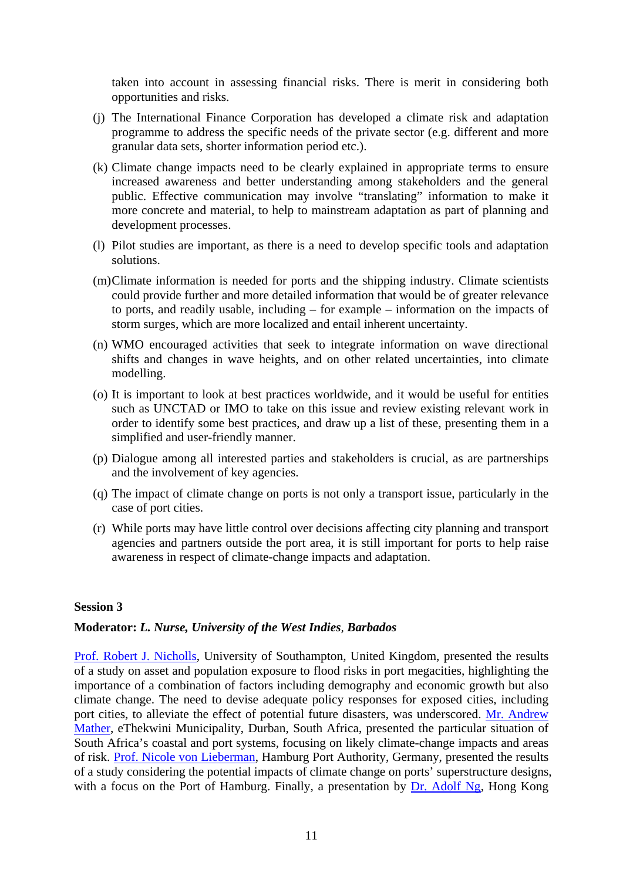taken into account in assessing financial risks. There is merit in considering both opportunities and risks.

(j) The International Finance Corporation has developed a climate risk and adaptation programme to address the specific needs of the private sector (e.g. different and more granular data sets, shorter information period etc.).

(k) Climate change impacts need to be clearly explained in appropriate terms to ensure increased awareness and better understanding among stakeholders and the general public. Effective communication may involve "translating" information to make it more concrete and material, to help to mainstream adaptation as part of planning and development processes.

(l) Pilot studies are important, as there is a need to develop specific tools and adaptation solutions.

(m) Climate information is needed for ports and the shipping industry. Climate scientists could provide further and more detailed information that would be of greater relevance to ports, and readily usable, including – for example – information on the impacts of storm surges, which are more localized and entail inherent uncertainty.

(n) WMO encouraged activities that seek to integrate information on wave directional shifts and changes in wave heights, and on other related uncertainties, into climate modelling.

(o) It is important to look at best practices worldwide, and it would be useful for entities such as UNCTAD or IMO to take on this issue and review existing relevant work in order to identify some best practices, and draw up a list of these, presenting them in a simplified and user-friendly manner.

(p) Dialogue among all interested parties and stakeholders is crucial, as are partnerships and the involvement of key agencies.

(q) The impact of climate change on ports is not only a transport issue, particularly in the case of port cities.

(r) While ports may have little control over decisions affecting city planning and transport agencies and partners outside the port area, it is still important for ports to help raise awareness in respect of climate-change impacts and adaptation.

**Session 3**

**Moderator:** ***L. Nurse, University of the West Indies*, Barbados**

Prof. Robert J. Nicholls, University of Southampton, United Kingdom, presented the results of a study on asset and population exposure to flood risks in port megacities, highlighting the importance of a combination of factors including demography and economic growth but also climate change. The need to devise adequate policy responses for exposed cities, including port cities, to alleviate the effect of potential future disasters, was underscored. Mr. Andrew Mather, eThekwini Municipality, Durban, South Africa, presented the particular situation of South Africa's coastal and port systems, focusing on likely climate-change impacts and areas of risk. Prof. Nicole von Lieberman, Hamburg Port Authority, Germany, presented the results of a study considering the potential impacts of climate change on ports' superstructure designs, with a focus on the Port of Hamburg. Finally, a presentation by Dr. Adolf Ng, Hong Kong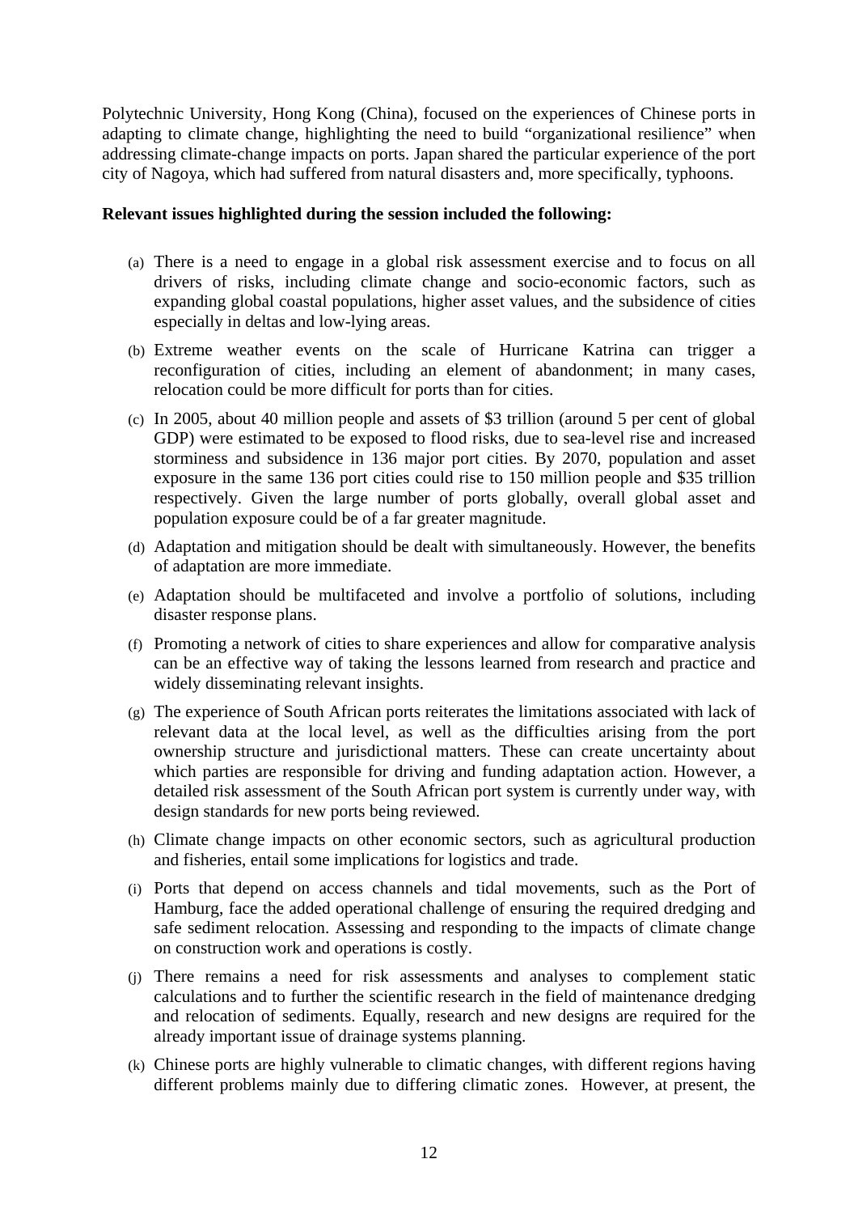Polytechnic University, Hong Kong (China), focused on the experiences of Chinese ports in adapting to climate change, highlighting the need to build "organizational resilience" when addressing climate-change impacts on ports. Japan shared the particular experience of the port city of Nagoya, which had suffered from natural disasters and, more specifically, typhoons.

**Relevant issues highlighted during the session included the following:**

(a) There is a need to engage in a global risk assessment exercise and to focus on all drivers of risks, including climate change and socio-economic factors, such as expanding global coastal populations, higher asset values, and the subsidence of cities especially in deltas and low-lying areas.

(b) Extreme weather events on the scale of Hurricane Katrina can trigger a reconfiguration of cities, including an element of abandonment; in many cases, relocation could be more difficult for ports than for cities.

(c) In 2005, about 40 million people and assets of $3 trillion (around 5 per cent of global GDP) were estimated to be exposed to flood risks, due to sea-level rise and increased storminess and subsidence in 136 major port cities. By 2070, population and asset exposure in the same 136 port cities could rise to 150 million people and $35 trillion respectively. Given the large number of ports globally, overall global asset and population exposure could be of a far greater magnitude.

(d) Adaptation and mitigation should be dealt with simultaneously. However, the benefits of adaptation are more immediate.

(e) Adaptation should be multifaceted and involve a portfolio of solutions, including disaster response plans.

(f) Promoting a network of cities to share experiences and allow for comparative analysis can be an effective way of taking the lessons learned from research and practice and widely disseminating relevant insights.

(g) The experience of South African ports reiterates the limitations associated with lack of relevant data at the local level, as well as the difficulties arising from the port ownership structure and jurisdictional matters. These can create uncertainty about which parties are responsible for driving and funding adaptation action. However, a detailed risk assessment of the South African port system is currently under way, with design standards for new ports being reviewed.

(h) Climate change impacts on other economic sectors, such as agricultural production and fisheries, entail some implications for logistics and trade.

(i) Ports that depend on access channels and tidal movements, such as the Port of Hamburg, face the added operational challenge of ensuring the required dredging and safe sediment relocation. Assessing and responding to the impacts of climate change on construction work and operations is costly.

(j) There remains a need for risk assessments and analyses to complement static calculations and to further the scientific research in the field of maintenance dredging and relocation of sediments. Equally, research and new designs are required for the already important issue of drainage systems planning.

(k) Chinese ports are highly vulnerable to climatic changes, with different regions having different problems mainly due to differing climatic zones. However, at present, the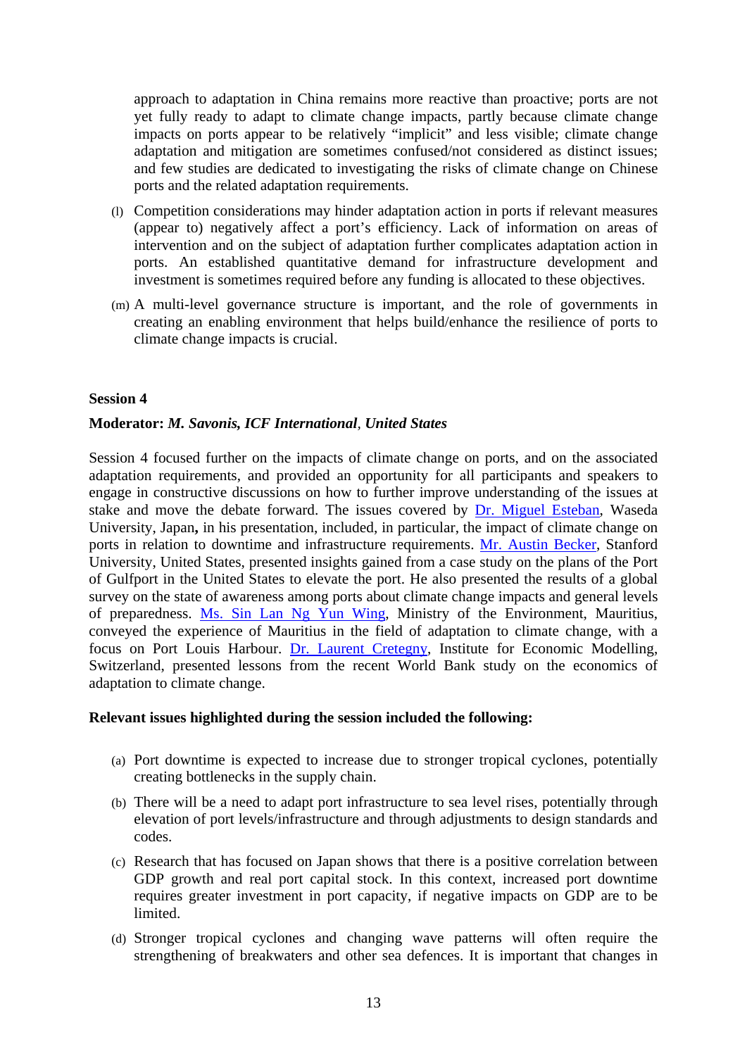approach to adaptation in China remains more reactive than proactive; ports are not yet fully ready to adapt to climate change impacts, partly because climate change impacts on ports appear to be relatively "implicit" and less visible; climate change adaptation and mitigation are sometimes confused/not considered as distinct issues; and few studies are dedicated to investigating the risks of climate change on Chinese ports and the related adaptation requirements.

(l) Competition considerations may hinder adaptation action in ports if relevant measures (appear to) negatively affect a port's efficiency. Lack of information on areas of intervention and on the subject of adaptation further complicates adaptation action in ports. An established quantitative demand for infrastructure development and investment is sometimes required before any funding is allocated to these objectives.

(m) A multi-level governance structure is important, and the role of governments in creating an enabling environment that helps build/enhance the resilience of ports to climate change impacts is crucial.

**Session 4**

**Moderator:** ***M. Savonis, ICF International**, **United States***

Session 4 focused further on the impacts of climate change on ports, and on the associated adaptation requirements, and provided an opportunity for all participants and speakers to engage in constructive discussions on how to further improve understanding of the issues at stake and move the debate forward. The issues covered by Dr. Miguel Esteban, Waseda University, Japan**,** in his presentation, included, in particular, the impact of climate change on ports in relation to downtime and infrastructure requirements. Mr. Austin Becker, Stanford University, United States, presented insights gained from a case study on the plans of the Port of Gulfport in the United States to elevate the port. He also presented the results of a global survey on the state of awareness among ports about climate change impacts and general levels of preparedness. Ms. Sin Lan Ng Yun Wing, Ministry of the Environment, Mauritius, conveyed the experience of Mauritius in the field of adaptation to climate change, with a focus on Port Louis Harbour. Dr. Laurent Cretegny, Institute for Economic Modelling, Switzerland, presented lessons from the recent World Bank study on the economics of adaptation to climate change.

**Relevant issues highlighted during the session included the following:**

(a) Port downtime is expected to increase due to stronger tropical cyclones, potentially creating bottlenecks in the supply chain.

(b) There will be a need to adapt port infrastructure to sea level rises, potentially through elevation of port levels/infrastructure and through adjustments to design standards and codes.

(c) Research that has focused on Japan shows that there is a positive correlation between GDP growth and real port capital stock. In this context, increased port downtime requires greater investment in port capacity, if negative impacts on GDP are to be limited.

(d) Stronger tropical cyclones and changing wave patterns will often require the strengthening of breakwaters and other sea defences. It is important that changes in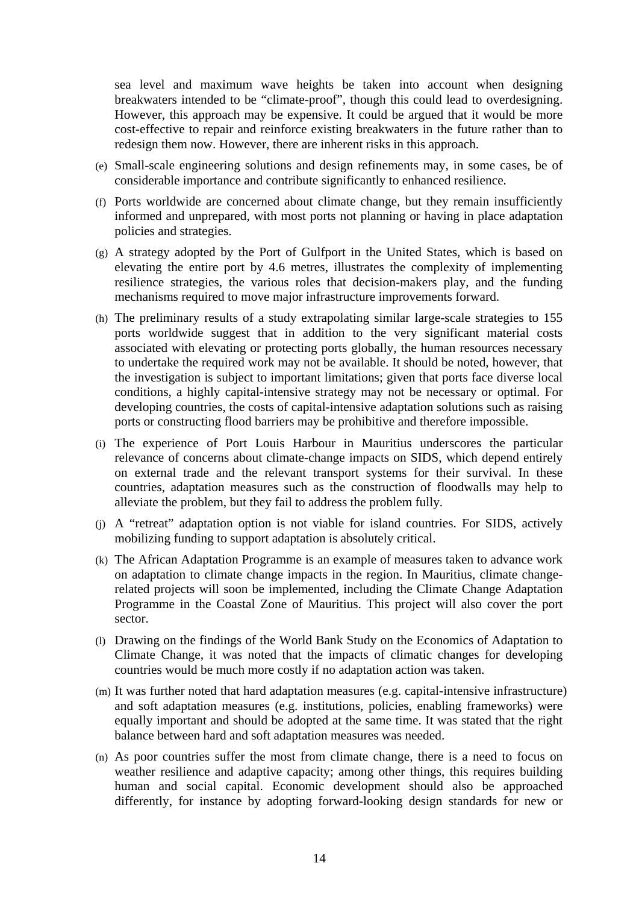sea level and maximum wave heights be taken into account when designing breakwaters intended to be "climate-proof", though this could lead to overdesigning. However, this approach may be expensive. It could be argued that it would be more cost-effective to repair and reinforce existing breakwaters in the future rather than to redesign them now. However, there are inherent risks in this approach.

(e) Small-scale engineering solutions and design refinements may, in some cases, be of considerable importance and contribute significantly to enhanced resilience.

(f) Ports worldwide are concerned about climate change, but they remain insufficiently informed and unprepared, with most ports not planning or having in place adaptation policies and strategies.

(g) A strategy adopted by the Port of Gulfport in the United States, which is based on elevating the entire port by 4.6 metres, illustrates the complexity of implementing resilience strategies, the various roles that decision-makers play, and the funding mechanisms required to move major infrastructure improvements forward.

(h) The preliminary results of a study extrapolating similar large-scale strategies to 155 ports worldwide suggest that in addition to the very significant material costs associated with elevating or protecting ports globally, the human resources necessary to undertake the required work may not be available. It should be noted, however, that the investigation is subject to important limitations; given that ports face diverse local conditions, a highly capital-intensive strategy may not be necessary or optimal. For developing countries, the costs of capital-intensive adaptation solutions such as raising ports or constructing flood barriers may be prohibitive and therefore impossible.

(i) The experience of Port Louis Harbour in Mauritius underscores the particular relevance of concerns about climate-change impacts on SIDS, which depend entirely on external trade and the relevant transport systems for their survival. In these countries, adaptation measures such as the construction of floodwalls may help to alleviate the problem, but they fail to address the problem fully.

(j) A "retreat" adaptation option is not viable for island countries. For SIDS, actively mobilizing funding to support adaptation is absolutely critical.

(k) The African Adaptation Programme is an example of measures taken to advance work on adaptation to climate change impacts in the region. In Mauritius, climate change-related projects will soon be implemented, including the Climate Change Adaptation Programme in the Coastal Zone of Mauritius. This project will also cover the port sector.

(l) Drawing on the findings of the World Bank Study on the Economics of Adaptation to Climate Change, it was noted that the impacts of climatic changes for developing countries would be much more costly if no adaptation action was taken.

(m) It was further noted that hard adaptation measures (e.g. capital-intensive infrastructure) and soft adaptation measures (e.g. institutions, policies, enabling frameworks) were equally important and should be adopted at the same time. It was stated that the right balance between hard and soft adaptation measures was needed.

(n) As poor countries suffer the most from climate change, there is a need to focus on weather resilience and adaptive capacity; among other things, this requires building human and social capital. Economic development should also be approached differently, for instance by adopting forward-looking design standards for new or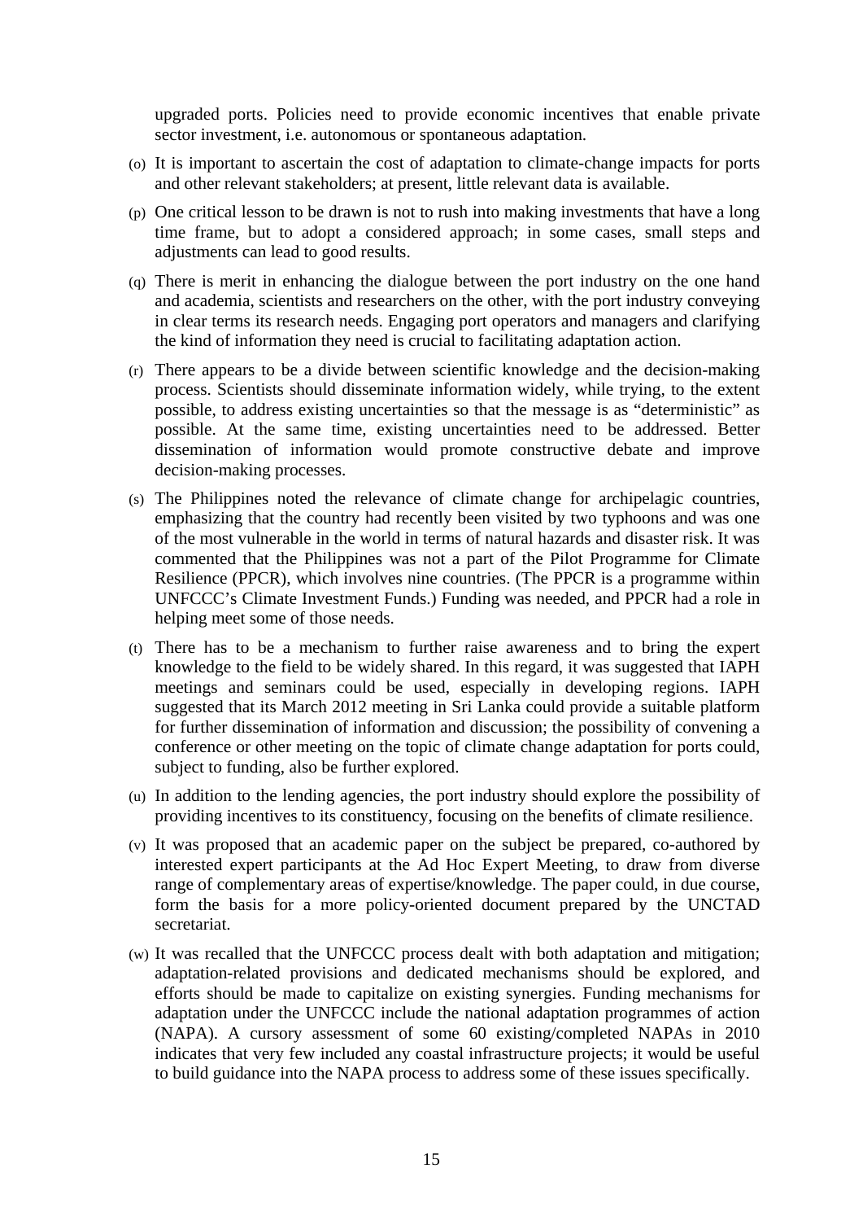upgraded ports. Policies need to provide economic incentives that enable private sector investment, i.e. autonomous or spontaneous adaptation.

(o) It is important to ascertain the cost of adaptation to climate-change impacts for ports and other relevant stakeholders; at present, little relevant data is available.

(p) One critical lesson to be drawn is not to rush into making investments that have a long time frame, but to adopt a considered approach; in some cases, small steps and adjustments can lead to good results.

(q) There is merit in enhancing the dialogue between the port industry on the one hand and academia, scientists and researchers on the other, with the port industry conveying in clear terms its research needs. Engaging port operators and managers and clarifying the kind of information they need is crucial to facilitating adaptation action.

(r) There appears to be a divide between scientific knowledge and the decision-making process. Scientists should disseminate information widely, while trying, to the extent possible, to address existing uncertainties so that the message is as "deterministic" as possible. At the same time, existing uncertainties need to be addressed. Better dissemination of information would promote constructive debate and improve decision-making processes.

(s) The Philippines noted the relevance of climate change for archipelagic countries, emphasizing that the country had recently been visited by two typhoons and was one of the most vulnerable in the world in terms of natural hazards and disaster risk. It was commented that the Philippines was not a part of the Pilot Programme for Climate Resilience (PPCR), which involves nine countries. (The PPCR is a programme within UNFCCC's Climate Investment Funds.) Funding was needed, and PPCR had a role in helping meet some of those needs.

(t) There has to be a mechanism to further raise awareness and to bring the expert knowledge to the field to be widely shared. In this regard, it was suggested that IAPH meetings and seminars could be used, especially in developing regions. IAPH suggested that its March 2012 meeting in Sri Lanka could provide a suitable platform for further dissemination of information and discussion; the possibility of convening a conference or other meeting on the topic of climate change adaptation for ports could, subject to funding, also be further explored.

(u) In addition to the lending agencies, the port industry should explore the possibility of providing incentives to its constituency, focusing on the benefits of climate resilience.

(v) It was proposed that an academic paper on the subject be prepared, co-authored by interested expert participants at the Ad Hoc Expert Meeting, to draw from diverse range of complementary areas of expertise/knowledge. The paper could, in due course, form the basis for a more policy-oriented document prepared by the UNCTAD secretariat.

(w) It was recalled that the UNFCCC process dealt with both adaptation and mitigation; adaptation-related provisions and dedicated mechanisms should be explored, and efforts should be made to capitalize on existing synergies. Funding mechanisms for adaptation under the UNFCCC include the national adaptation programmes of action (NAPA). A cursory assessment of some 60 existing/completed NAPAs in 2010 indicates that very few included any coastal infrastructure projects; it would be useful to build guidance into the NAPA process to address some of these issues specifically.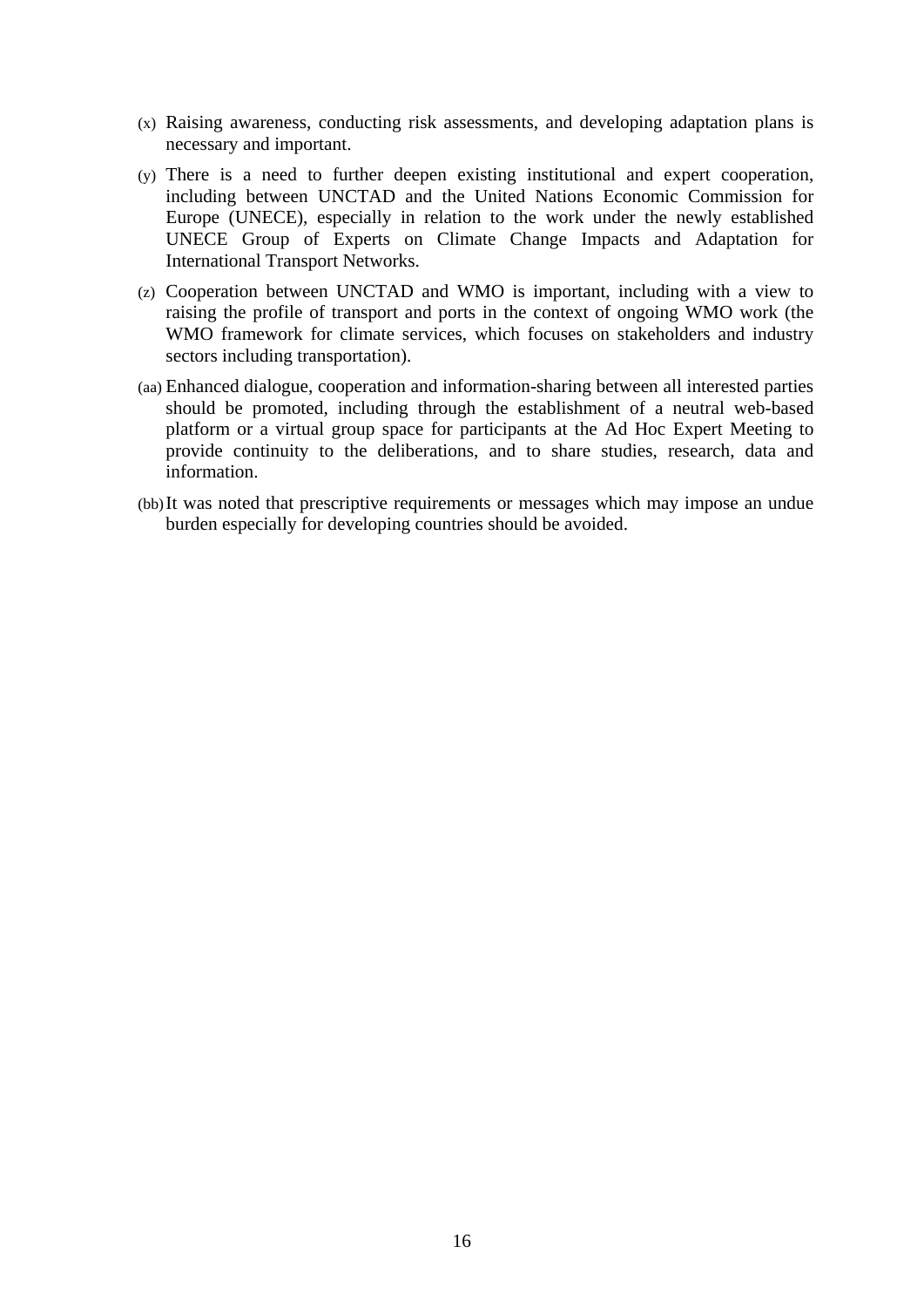(x) Raising awareness, conducting risk assessments, and developing adaptation plans is necessary and important.

(y) There is a need to further deepen existing institutional and expert cooperation, including between UNCTAD and the United Nations Economic Commission for Europe (UNECE), especially in relation to the work under the newly established UNECE Group of Experts on Climate Change Impacts and Adaptation for International Transport Networks.

(z) Cooperation between UNCTAD and WMO is important, including with a view to raising the profile of transport and ports in the context of ongoing WMO work (the WMO framework for climate services, which focuses on stakeholders and industry sectors including transportation).

(aa) Enhanced dialogue, cooperation and information-sharing between all interested parties should be promoted, including through the establishment of a neutral web-based platform or a virtual group space for participants at the Ad Hoc Expert Meeting to provide continuity to the deliberations, and to share studies, research, data and information.

(bb) It was noted that prescriptive requirements or messages which may impose an undue burden especially for developing countries should be avoided.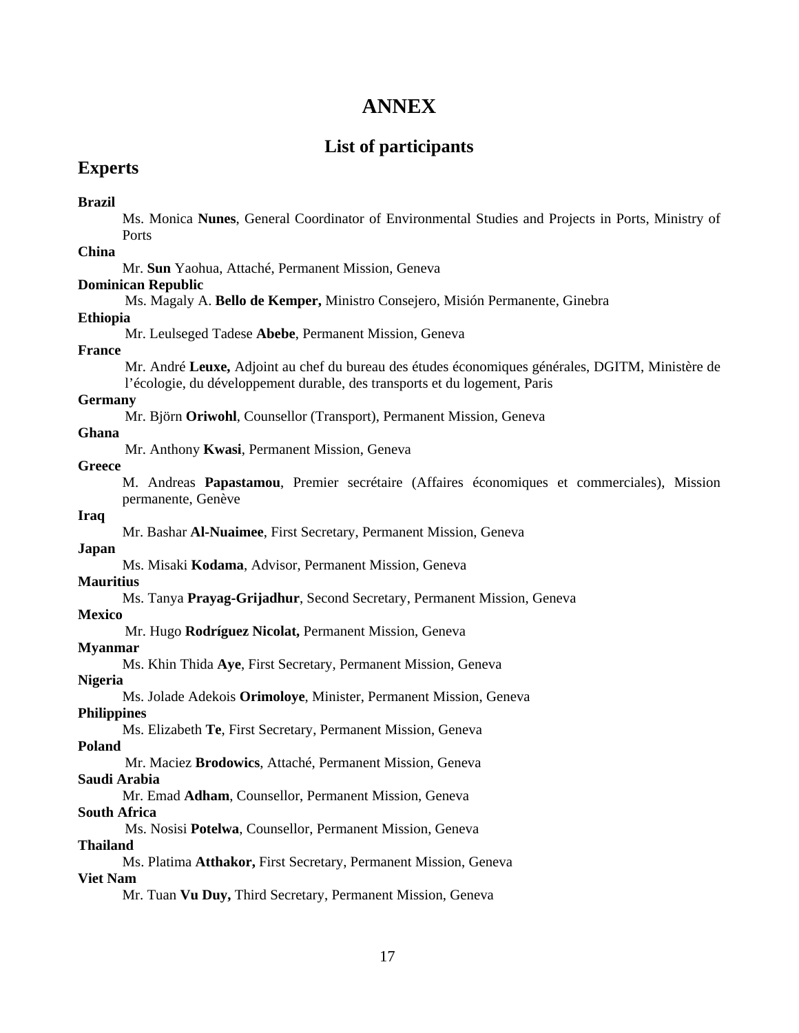# ANNEX

## List of participants

## Experts

**Brazil**

Ms. Monica **Nunes**, General Coordinator of Environmental Studies and Projects in Ports, Ministry of Ports

**China**

Mr. **Sun** Yaohua, Attaché, Permanent Mission, Geneva

**Dominican Republic**

Ms. Magaly A. **Bello de Kemper,** Ministro Consejero, Misión Permanente, Ginebra

**Ethiopia**

Mr. Leulseged Tadese **Abebe**, Permanent Mission, Geneva

**France**

Mr. André **Leuxe,** Adjoint au chef du bureau des études économiques générales, DGITM, Ministère de l'écologie, du développement durable, des transports et du logement, Paris

**Germany**

Mr. Björn **Oriwohl**, Counsellor (Transport), Permanent Mission, Geneva

**Ghana**

Mr. Anthony **Kwasi**, Permanent Mission, Geneva

**Greece**

M. Andreas **Papastamou**, Premier secrétaire (Affaires économiques et commerciales), Mission permanente, Genève

**Iraq**

Mr. Bashar **Al-Nuaimee**, First Secretary, Permanent Mission, Geneva

**Japan**

Ms. Misaki **Kodama**, Advisor, Permanent Mission, Geneva

**Mauritius**

Ms. Tanya **Prayag-Grijadhur**, Second Secretary, Permanent Mission, Geneva

**Mexico**

Mr. Hugo **Rodríguez Nicolat,** Permanent Mission, Geneva

**Myanmar**

Ms. Khin Thida **Aye**, First Secretary, Permanent Mission, Geneva

**Nigeria**

Ms. Jolade Adekois **Orimoloye**, Minister, Permanent Mission, Geneva

**Philippines**

Ms. Elizabeth **Te**, First Secretary, Permanent Mission, Geneva

**Poland**

Mr. Maciez **Brodowics**, Attaché, Permanent Mission, Geneva

**Saudi Arabia**

Mr. Emad **Adham**, Counsellor, Permanent Mission, Geneva

**South Africa**

Ms. Nosisi **Potelwa**, Counsellor, Permanent Mission, Geneva

**Thailand**

Ms. Platima **Atthakor,** First Secretary, Permanent Mission, Geneva

**Viet Nam**

Mr. Tuan **Vu Duy,** Third Secretary, Permanent Mission, Geneva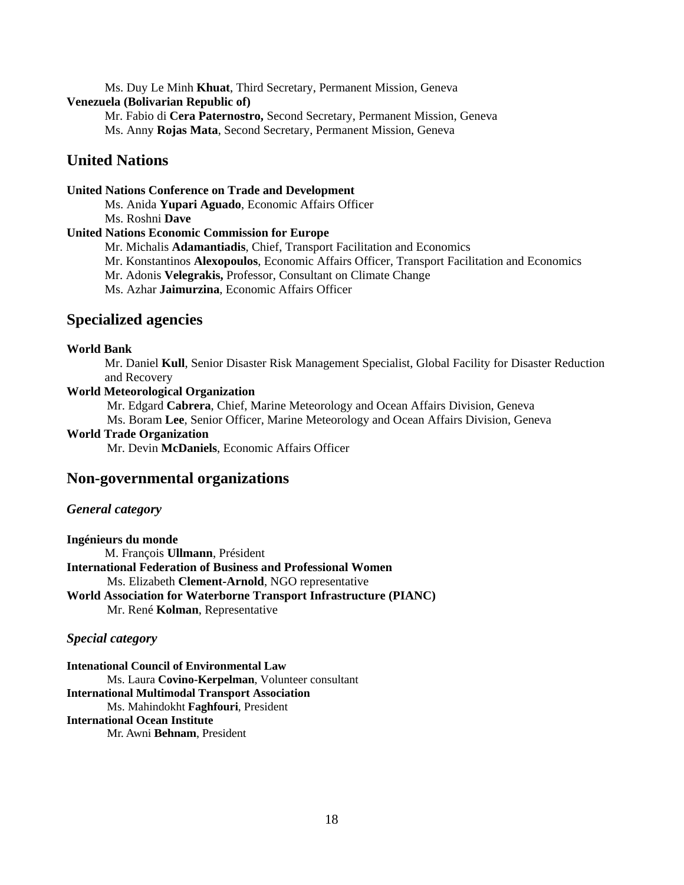Ms. Duy Le Minh **Khuat**, Third Secretary, Permanent Mission, Geneva

**Venezuela (Bolivarian Republic of)**

Mr. Fabio di **Cera Paternostro,** Second Secretary, Permanent Mission, Geneva
Ms. Anny **Rojas Mata**, Second Secretary, Permanent Mission, Geneva

## United Nations

**United Nations Conference on Trade and Development**

Ms. Anida **Yupari Aguado**, Economic Affairs Officer
Ms. Roshni **Dave**

**United Nations Economic Commission for Europe**

Mr. Michalis **Adamantiadis**, Chief, Transport Facilitation and Economics
Mr. Konstantinos **Alexopoulos**, Economic Affairs Officer, Transport Facilitation and Economics
Mr. Adonis **Velegrakis,** Professor, Consultant on Climate Change
Ms. Azhar **Jaimurzina**, Economic Affairs Officer

## Specialized agencies

**World Bank**

Mr. Daniel **Kull**, Senior Disaster Risk Management Specialist, Global Facility for Disaster Reduction and Recovery

**World Meteorological Organization**

Mr. Edgard **Cabrera**, Chief, Marine Meteorology and Ocean Affairs Division, Geneva
Ms. Boram **Lee**, Senior Officer, Marine Meteorology and Ocean Affairs Division, Geneva

**World Trade Organization**

Mr. Devin **McDaniels**, Economic Affairs Officer

## Non-governmental organizations

### *General category*

**Ingénieurs du monde**

M. François **Ullmann**, Président

**International Federation of Business and Professional Women**

Ms. Elizabeth **Clement-Arnold**, NGO representative

**World Association for Waterborne Transport Infrastructure (PIANC)**

Mr. René **Kolman**, Representative

### *Special category*

**Intenational Council of Environmental Law**

Ms. Laura **Covino-Kerpelman**, Volunteer consultant

**International Multimodal Transport Association**

Ms. Mahindokht **Faghfouri**, President

**International Ocean Institute**

Mr. Awni **Behnam**, President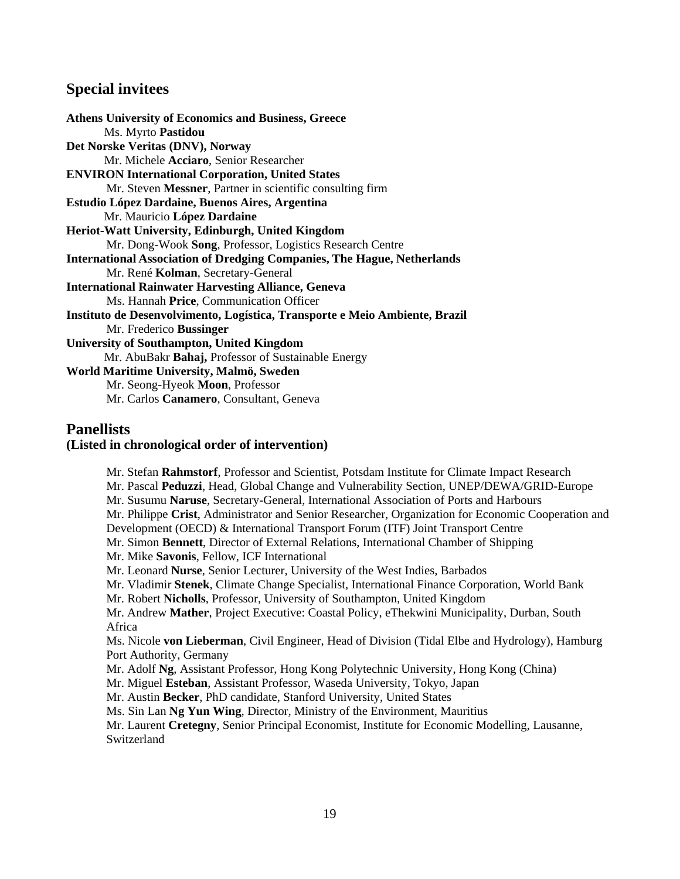## Special invitees

**Athens University of Economics and Business, Greece**
Ms. Myrto **Pastidou**
**Det Norske Veritas (DNV), Norway**
Mr. Michele **Acciaro**, Senior Researcher
**ENVIRON International Corporation, United States**
Mr. Steven **Messner**, Partner in scientific consulting firm
**Estudio López Dardaine, Buenos Aires, Argentina**
Mr. Mauricio **López Dardaine**
**Heriot-Watt University, Edinburgh, United Kingdom**
Mr. Dong-Wook **Song**, Professor, Logistics Research Centre
**International Association of Dredging Companies, The Hague, Netherlands**
Mr. René **Kolman**, Secretary-General
**International Rainwater Harvesting Alliance, Geneva**
Ms. Hannah **Price**, Communication Officer
**Instituto de Desenvolvimento, Logística, Transporte e Meio Ambiente, Brazil**
Mr. Frederico **Bussinger**
**University of Southampton, United Kingdom**
Mr. AbuBakr **Bahaj,** Professor of Sustainable Energy
**World Maritime University, Malmö, Sweden**
Mr. Seong-Hyeok **Moon**, Professor
Mr. Carlos **Canamero**, Consultant, Geneva

## Panellists
### (Listed in chronological order of intervention)

Mr. Stefan **Rahmstorf**, Professor and Scientist, Potsdam Institute for Climate Impact Research
Mr. Pascal **Peduzzi**, Head, Global Change and Vulnerability Section, UNEP/DEWA/GRID-Europe
Mr. Susumu **Naruse**, Secretary-General, International Association of Ports and Harbours
Mr. Philippe **Crist**, Administrator and Senior Researcher, Organization for Economic Cooperation and Development (OECD) & International Transport Forum (ITF) Joint Transport Centre
Mr. Simon **Bennett**, Director of External Relations, International Chamber of Shipping
Mr. Mike **Savonis**, Fellow, ICF International
Mr. Leonard **Nurse**, Senior Lecturer, University of the West Indies, Barbados
Mr. Vladimir **Stenek**, Climate Change Specialist, International Finance Corporation, World Bank
Mr. Robert **Nicholls**, Professor, University of Southampton, United Kingdom
Mr. Andrew **Mather**, Project Executive: Coastal Policy, eThekwini Municipality, Durban, South Africa
Ms. Nicole **von Lieberman**, Civil Engineer, Head of Division (Tidal Elbe and Hydrology), Hamburg Port Authority, Germany
Mr. Adolf **Ng**, Assistant Professor, Hong Kong Polytechnic University, Hong Kong (China)
Mr. Miguel **Esteban**, Assistant Professor, Waseda University, Tokyo, Japan
Mr. Austin **Becker**, PhD candidate, Stanford University, United States
Ms. Sin Lan **Ng Yun Wing**, Director, Ministry of the Environment, Mauritius
Mr. Laurent **Cretegny**, Senior Principal Economist, Institute for Economic Modelling, Lausanne, Switzerland